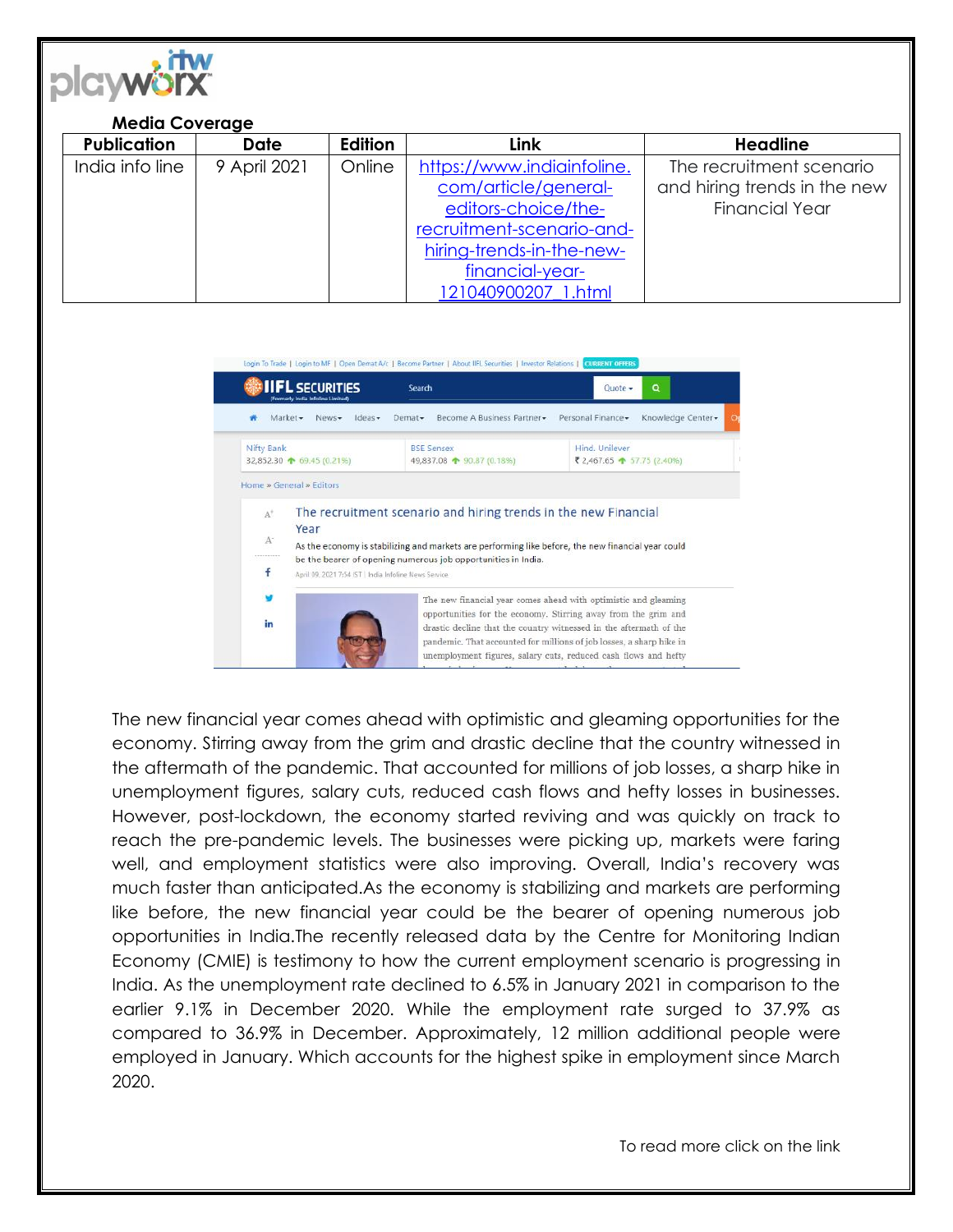**Media Coverage**

| Publication | Date | Edition | Link | Headline |
| --- | --- | --- | --- | --- |
| India info line | 9 April 2021 | Online | https://www.indiainfoline.com/article/general-editors-choice/the-recruitment-scenario-and-hiring-trends-in-the-new-financial-year-121040900207_1.html | The recruitment scenario and hiring trends in the new Financial Year |

The new financial year comes ahead with optimistic and gleaming opportunities for the economy. Stirring away from the grim and drastic decline that the country witnessed in the aftermath of the pandemic. That accounted for millions of job losses, a sharp hike in unemployment figures, salary cuts, reduced cash flows and hefty losses in businesses. However, post-lockdown, the economy started reviving and was quickly on track to reach the pre-pandemic levels. The businesses were picking up, markets were faring well, and employment statistics were also improving. Overall, India's recovery was much faster than anticipated.As the economy is stabilizing and markets are performing like before, the new financial year could be the bearer of opening numerous job opportunities in India.The recently released data by the Centre for Monitoring Indian Economy (CMIE) is testimony to how the current employment scenario is progressing in India. As the unemployment rate declined to 6.5% in January 2021 in comparison to the earlier 9.1% in December 2020. While the employment rate surged to 37.9% as compared to 36.9% in December. Approximately, 12 million additional people were employed in January. Which accounts for the highest spike in employment since March 2020.

To read more click on the link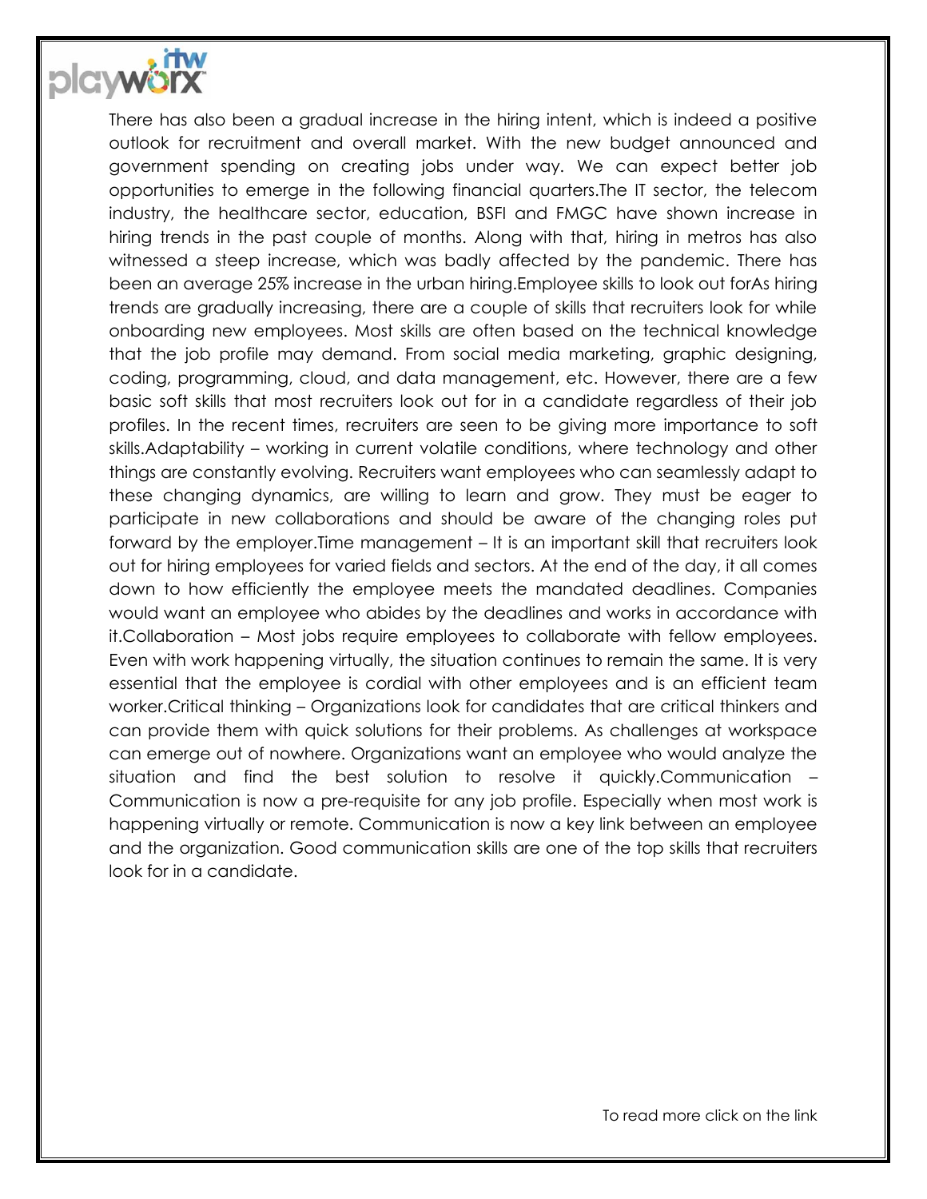There has also been a gradual increase in the hiring intent, which is indeed a positive outlook for recruitment and overall market. With the new budget announced and government spending on creating jobs under way. We can expect better job opportunities to emerge in the following financial quarters.The IT sector, the telecom industry, the healthcare sector, education, BSFI and FMGC have shown increase in hiring trends in the past couple of months. Along with that, hiring in metros has also witnessed a steep increase, which was badly affected by the pandemic. There has been an average 25% increase in the urban hiring.Employee skills to look out forAs hiring trends are gradually increasing, there are a couple of skills that recruiters look for while onboarding new employees. Most skills are often based on the technical knowledge that the job profile may demand. From social media marketing, graphic designing, coding, programming, cloud, and data management, etc. However, there are a few basic soft skills that most recruiters look out for in a candidate regardless of their job profiles. In the recent times, recruiters are seen to be giving more importance to soft skills.Adaptability – working in current volatile conditions, where technology and other things are constantly evolving. Recruiters want employees who can seamlessly adapt to these changing dynamics, are willing to learn and grow. They must be eager to participate in new collaborations and should be aware of the changing roles put forward by the employer.Time management – It is an important skill that recruiters look out for hiring employees for varied fields and sectors. At the end of the day, it all comes down to how efficiently the employee meets the mandated deadlines. Companies would want an employee who abides by the deadlines and works in accordance with it.Collaboration – Most jobs require employees to collaborate with fellow employees. Even with work happening virtually, the situation continues to remain the same. It is very essential that the employee is cordial with other employees and is an efficient team worker.Critical thinking – Organizations look for candidates that are critical thinkers and can provide them with quick solutions for their problems. As challenges at workspace can emerge out of nowhere. Organizations want an employee who would analyze the situation and find the best solution to resolve it quickly.Communication – Communication is now a pre-requisite for any job profile. Especially when most work is happening virtually or remote. Communication is now a key link between an employee and the organization. Good communication skills are one of the top skills that recruiters look for in a candidate.

To read more click on the link